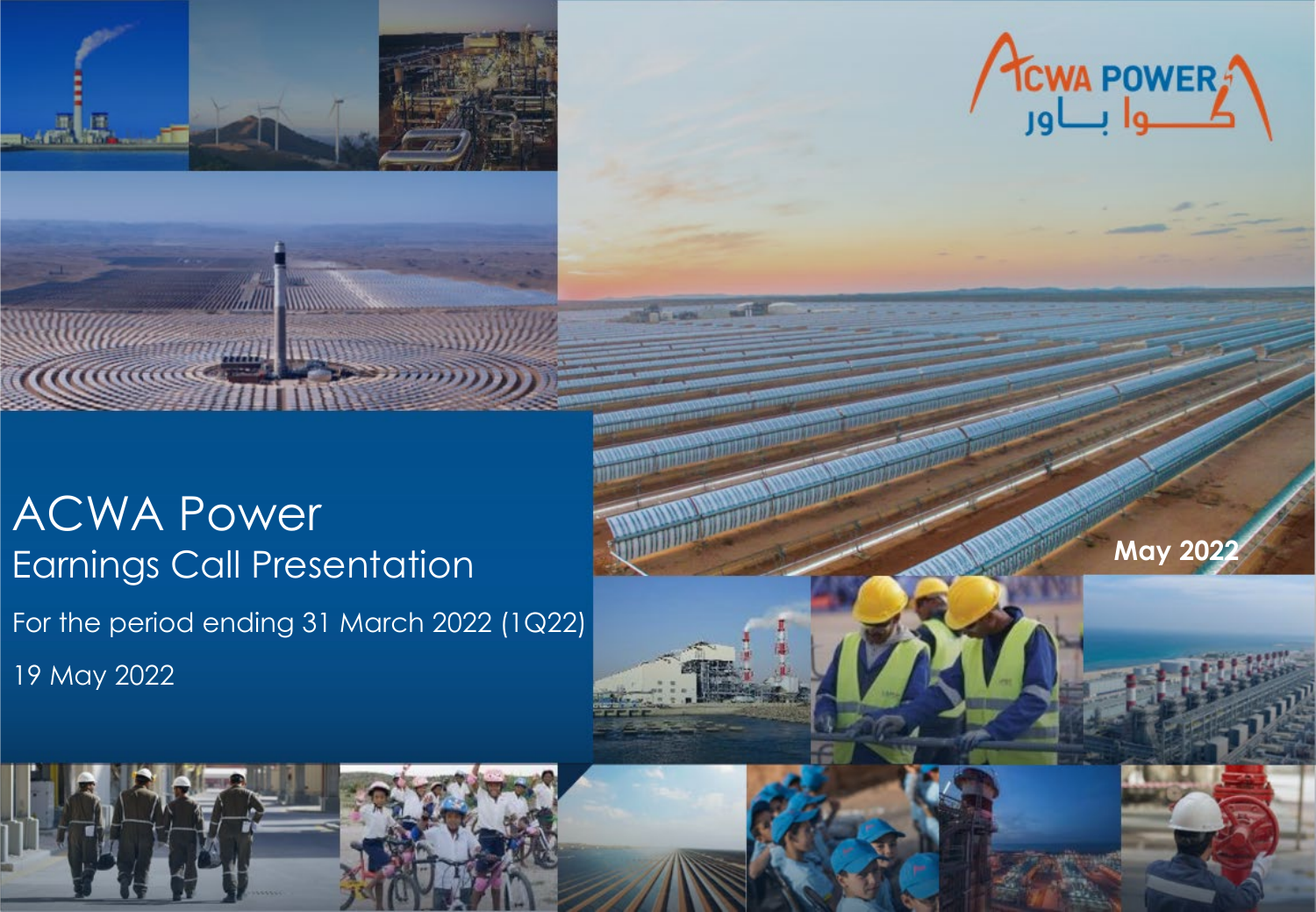ACWA POWER
كوا باور

# ACWA Power

## Earnings Call Presentation

For the period ending 31 March 2022 (1Q22)

19 May 2022

**May 2022**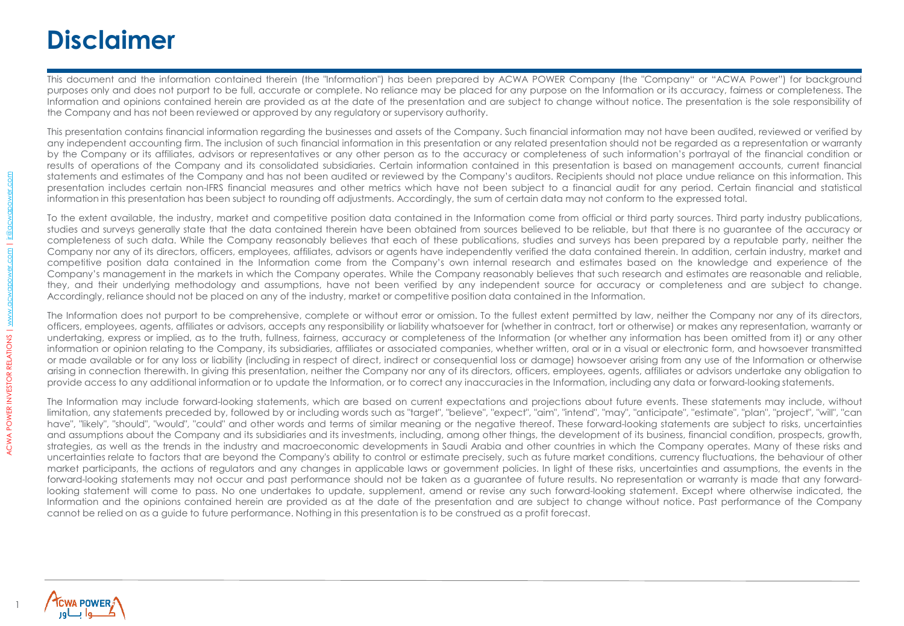# Disclaimer

This document and the information contained therein (the "Information") has been prepared by ACWA POWER Company (the "Company" or "ACWA Power") for background purposes only and does not purport to be full, accurate or complete. No reliance may be placed for any purpose on the Information or its accuracy, fairness or completeness. The Information and opinions contained herein are provided as at the date of the presentation and are subject to change without notice. The presentation is the sole responsibility of the Company and has not been reviewed or approved by any regulatory or supervisory authority.

This presentation contains financial information regarding the businesses and assets of the Company. Such financial information may not have been audited, reviewed or verified by any independent accounting firm. The inclusion of such financial information in this presentation or any related presentation should not be regarded as a representation or warranty by the Company or its affiliates, advisors or representatives or any other person as to the accuracy or completeness of such information's portrayal of the financial condition or results of operations of the Company and its consolidated subsidiaries. Certain information contained in this presentation is based on management accounts, current financial statements and estimates of the Company and has not been audited or reviewed by the Company's auditors. Recipients should not place undue reliance on this information. This presentation includes certain non-IFRS financial measures and other metrics which have not been subject to a financial audit for any period. Certain financial and statistical information in this presentation has been subject to rounding off adjustments. Accordingly, the sum of certain data may not conform to the expressed total.

To the extent available, the industry, market and competitive position data contained in the Information come from official or third party sources. Third party industry publications, studies and surveys generally state that the data contained therein have been obtained from sources believed to be reliable, but that there is no guarantee of the accuracy or completeness of such data. While the Company reasonably believes that each of these publications, studies and surveys has been prepared by a reputable party, neither the Company nor any of its directors, officers, employees, affiliates, advisors or agents have independently verified the data contained therein. In addition, certain industry, market and competitive position data contained in the Information come from the Company's own internal research and estimates based on the knowledge and experience of the Company's management in the markets in which the Company operates. While the Company reasonably believes that such research and estimates are reasonable and reliable, they, and their underlying methodology and assumptions, have not been verified by any independent source for accuracy or completeness and are subject to change. Accordingly, reliance should not be placed on any of the industry, market or competitive position data contained in the Information.

The Information does not purport to be comprehensive, complete or without error or omission. To the fullest extent permitted by law, neither the Company nor any of its directors, officers, employees, agents, affiliates or advisors, accepts any responsibility or liability whatsoever for (whether in contract, tort or otherwise) or makes any representation, warranty or undertaking, express or implied, as to the truth, fullness, fairness, accuracy or completeness of the Information (or whether any information has been omitted from it) or any other information or opinion relating to the Company, its subsidiaries, affiliates or associated companies, whether written, oral or in a visual or electronic form, and howsoever transmitted or made available or for any loss or liability (including in respect of direct, indirect or consequential loss or damage) howsoever arising from any use of the Information or otherwise arising in connection therewith. In giving this presentation, neither the Company nor any of its directors, officers, employees, agents, affiliates or advisors undertake any obligation to provide access to any additional information or to update the Information, or to correct any inaccuracies in the Information, including any data or forward-looking statements.

The Information may include forward-looking statements, which are based on current expectations and projections about future events. These statements may include, without limitation, any statements preceded by, followed by or including words such as "target", "believe", "expect", "aim", "intend", "may", "anticipate", "estimate", "plan", "project", "will", "can have", "likely", "should", "would", "could" and other words and terms of similar meaning or the negative thereof. These forward-looking statements are subject to risks, uncertainties and assumptions about the Company and its subsidiaries and its investments, including, among other things, the development of its business, financial condition, prospects, growth, strategies, as well as the trends in the industry and macroeconomic developments in Saudi Arabia and other countries in which the Company operates. Many of these risks and uncertainties relate to factors that are beyond the Company's ability to control or estimate precisely, such as future market conditions, currency fluctuations, the behaviour of other market participants, the actions of regulators and any changes in applicable laws or government policies. In light of these risks, uncertainties and assumptions, the events in the forward-looking statements may not occur and past performance should not be taken as a guarantee of future results. No representation or warranty is made that any forward-looking statement will come to pass. No one undertakes to update, supplement, amend or revise any such forward-looking statement. Except where otherwise indicated, the Information and the opinions contained herein are provided as at the date of the presentation and are subject to change without notice. Past performance of the Company cannot be relied on as a guide to future performance. Nothing in this presentation is to be construed as a profit forecast.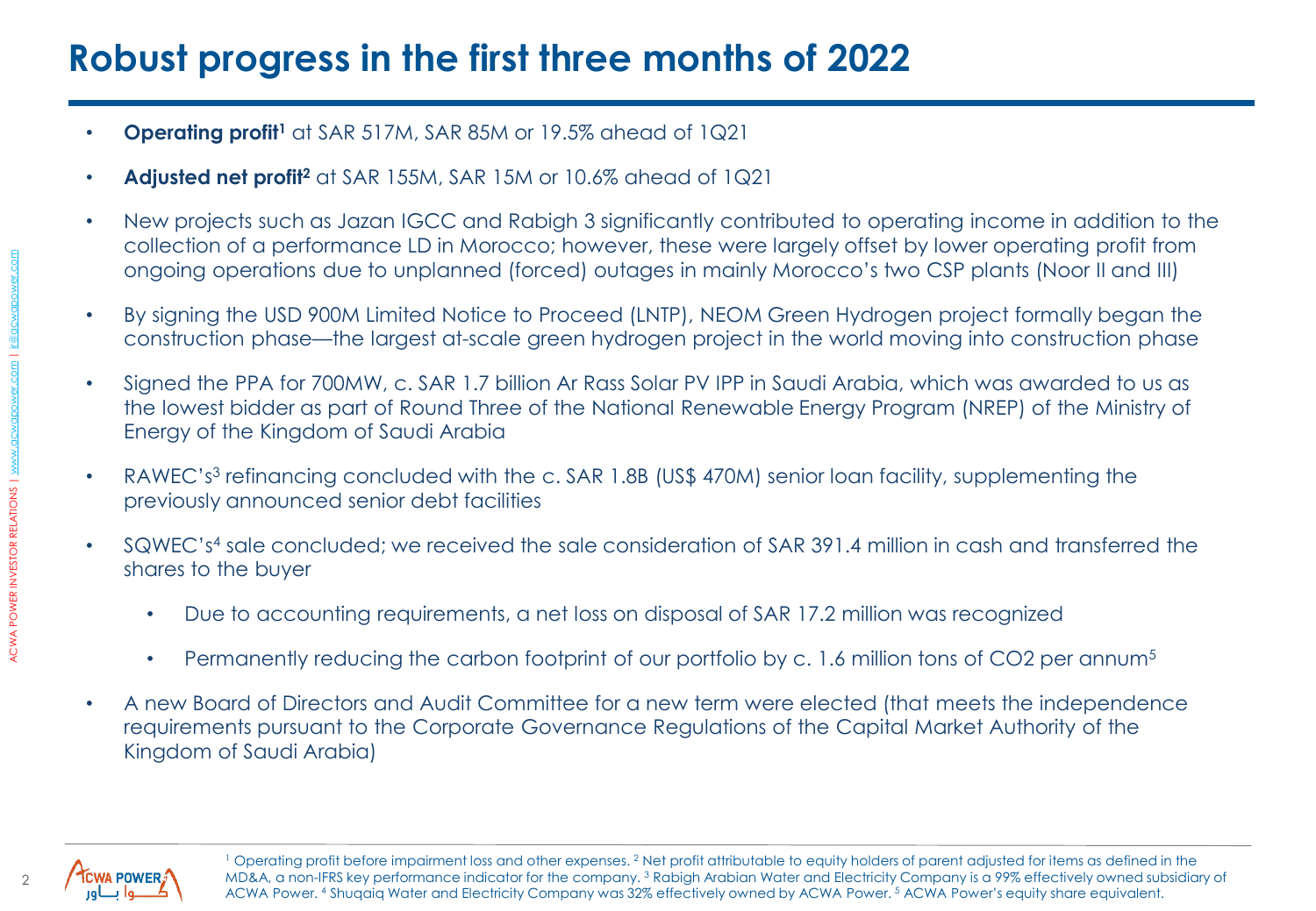# Robust progress in the first three months of 2022

- **Operating profit**[1] at SAR 517M, SAR 85M or 19.5% ahead of 1Q21
- **Adjusted net profit**[2] at SAR 155M, SAR 15M or 10.6% ahead of 1Q21
- New projects such as Jazan IGCC and Rabigh 3 significantly contributed to operating income in addition to the collection of a performance LD in Morocco; however, these were largely offset by lower operating profit from ongoing operations due to unplanned (forced) outages in mainly Morocco's two CSP plants (Noor II and III)
- By signing the USD 900M Limited Notice to Proceed (LNTP), NEOM Green Hydrogen project formally began the construction phase—the largest at-scale green hydrogen project in the world moving into construction phase
- Signed the PPA for 700MW, c. SAR 1.7 billion Ar Rass Solar PV IPP in Saudi Arabia, which was awarded to us as the lowest bidder as part of Round Three of the National Renewable Energy Program (NREP) of the Ministry of Energy of the Kingdom of Saudi Arabia
- RAWEC's[3] refinancing concluded with the c. SAR 1.8B (US$ 470M) senior loan facility, supplementing the previously announced senior debt facilities
- SQWEC's[4] sale concluded; we received the sale consideration of SAR 391.4 million in cash and transferred the shares to the buyer
  - Due to accounting requirements, a net loss on disposal of SAR 17.2 million was recognized
  - Permanently reducing the carbon footprint of our portfolio by c. 1.6 million tons of $CO_2$ per annum[5]
- A new Board of Directors and Audit Committee for a new term were elected (that meets the independence requirements pursuant to the Corporate Governance Regulations of the Capital Market Authority of the Kingdom of Saudi Arabia)

[1] Operating profit before impairment loss and other expenses. [2] Net profit attributable to equity holders of parent adjusted for items as defined in the MD&A, a non-IFRS key performance indicator for the company. [3] Rabigh Arabian Water and Electricity Company is a 99% effectively owned subsidiary of ACWA Power. [4] Shuqaiq Water and Electricity Company was 32% effectively owned by ACWA Power. [5] ACWA Power's equity share equivalent.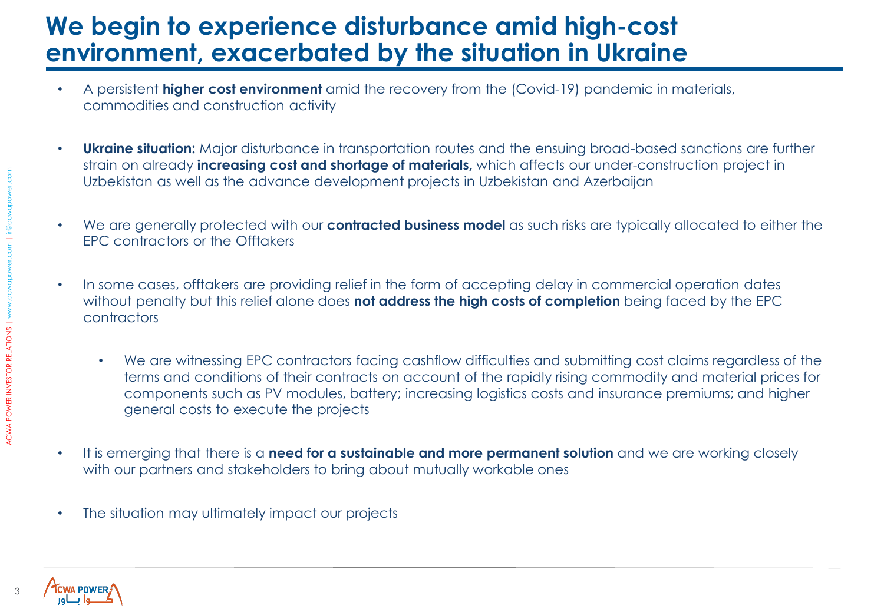# We begin to experience disturbance amid high-cost environment, exacerbated by the situation in Ukraine

- A persistent **higher cost environment** amid the recovery from the (Covid-19) pandemic in materials, commodities and construction activity
- **Ukraine situation:** Major disturbance in transportation routes and the ensuing broad-based sanctions are further strain on already **increasing cost and shortage of materials,** which affects our under-construction project in Uzbekistan as well as the advance development projects in Uzbekistan and Azerbaijan
- We are generally protected with our **contracted business model** as such risks are typically allocated to either the EPC contractors or the Offtakers
- In some cases, offtakers are providing relief in the form of accepting delay in commercial operation dates without penalty but this relief alone does **not address the high costs of completion** being faced by the EPC contractors
  - We are witnessing EPC contractors facing cashflow difficulties and submitting cost claims regardless of the terms and conditions of their contracts on account of the rapidly rising commodity and material prices for components such as PV modules, battery; increasing logistics costs and insurance premiums; and higher general costs to execute the projects
- It is emerging that there is a **need for a sustainable and more permanent solution** and we are working closely with our partners and stakeholders to bring about mutually workable ones
- The situation may ultimately impact our projects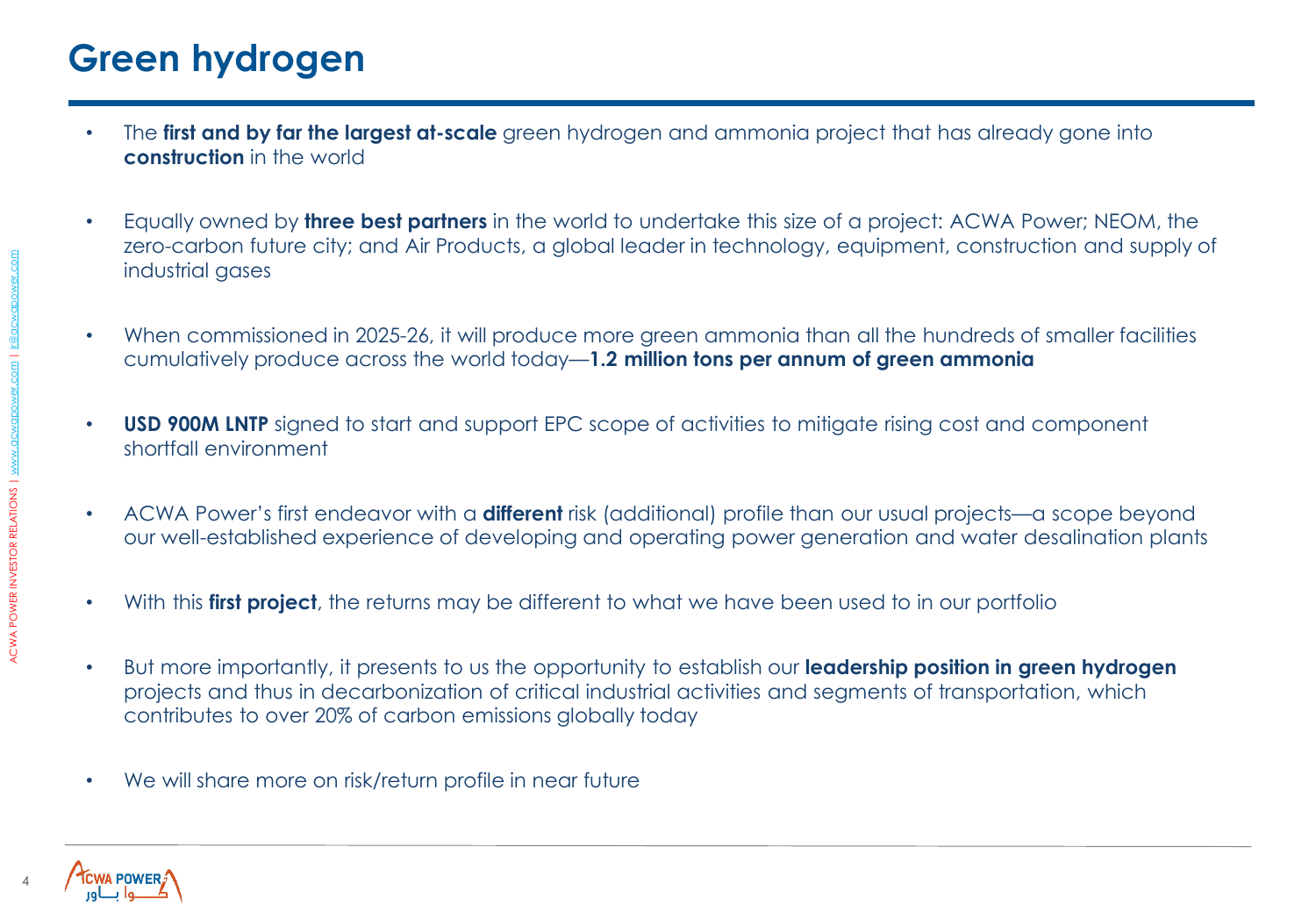# Green hydrogen

- The **first and by far the largest at-scale** green hydrogen and ammonia project that has already gone into **construction** in the world
- Equally owned by **three best partners** in the world to undertake this size of a project: ACWA Power; NEOM, the zero-carbon future city; and Air Products, a global leader in technology, equipment, construction and supply of industrial gases
- When commissioned in 2025-26, it will produce more green ammonia than all the hundreds of smaller facilities cumulatively produce across the world today—**1.2 million tons per annum of green ammonia**
- **USD 900M LNTP** signed to start and support EPC scope of activities to mitigate rising cost and component shortfall environment
- ACWA Power's first endeavor with a **different** risk (additional) profile than our usual projects—a scope beyond our well-established experience of developing and operating power generation and water desalination plants
- With this **first project**, the returns may be different to what we have been used to in our portfolio
- But more importantly, it presents to us the opportunity to establish our **leadership position in green hydrogen** projects and thus in decarbonization of critical industrial activities and segments of transportation, which contributes to over 20% of carbon emissions globally today
- We will share more on risk/return profile in near future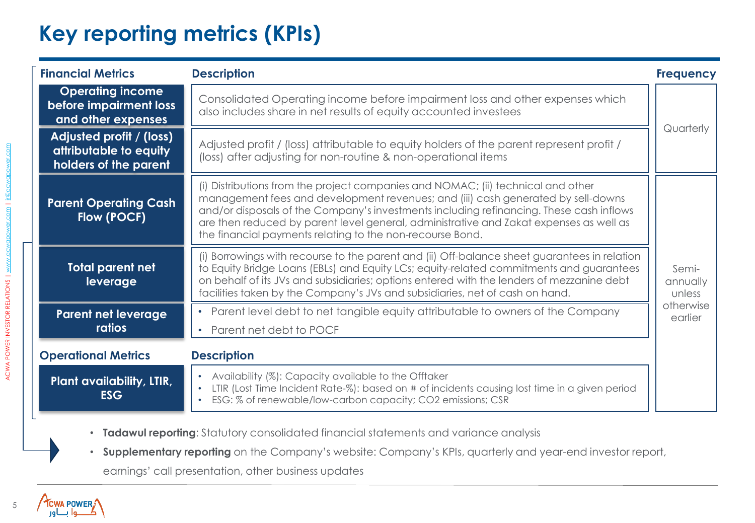# Key reporting metrics (KPIs)

| Financial Metrics | Description | Frequency |
|---|---|---|
| **Operating income before impairment loss and other expenses** | Consolidated Operating income before impairment loss and other expenses which also includes share in net results of equity accounted investees | Quarterly |
| **Adjusted profit / (loss) attributable to equity holders of the parent** | Adjusted profit / (loss) attributable to equity holders of the parent represent profit / (loss) after adjusting for non-routine & non-operational items | Quarterly |
| **Parent Operating Cash Flow (POCF)** | (i) Distributions from the project companies and NOMAC; (ii) technical and other management fees and development revenues; and (iii) cash generated by sell-downs and/or disposals of the Company's investments including refinancing. These cash inflows are then reduced by parent level general, administrative and Zakat expenses as well as the financial payments relating to the non-recourse Bond. | Semi-annually unless otherwise earlier |
| **Total parent net leverage** | (i) Borrowings with recourse to the parent and (ii) Off-balance sheet guarantees in relation to Equity Bridge Loans (EBLs) and Equity LCs; equity-related commitments and guarantees on behalf of its JVs and subsidiaries; options entered with the lenders of mezzanine debt facilities taken by the Company's JVs and subsidiaries, net of cash on hand. | Semi-annually unless otherwise earlier |
| **Parent net leverage ratios** | • Parent level debt to net tangible equity attributable to owners of the Company<br>• Parent net debt to POCF | Semi-annually unless otherwise earlier |
| **Operational Metrics** | **Description** | |
| **Plant availability, LTIR, ESG** | • Availability (%): Capacity available to the Offtaker<br>• LTIR (Lost Time Incident Rate-%): based on # of incidents causing lost time in a given period<br>• ESG: % of renewable/low-carbon capacity; CO2 emissions; CSR | Semi-annually unless otherwise earlier |

- **Tadawul reporting**: Statutory consolidated financial statements and variance analysis
- **Supplementary reporting** on the Company's website: Company's KPIs, quarterly and year-end investor report, earnings' call presentation, other business updates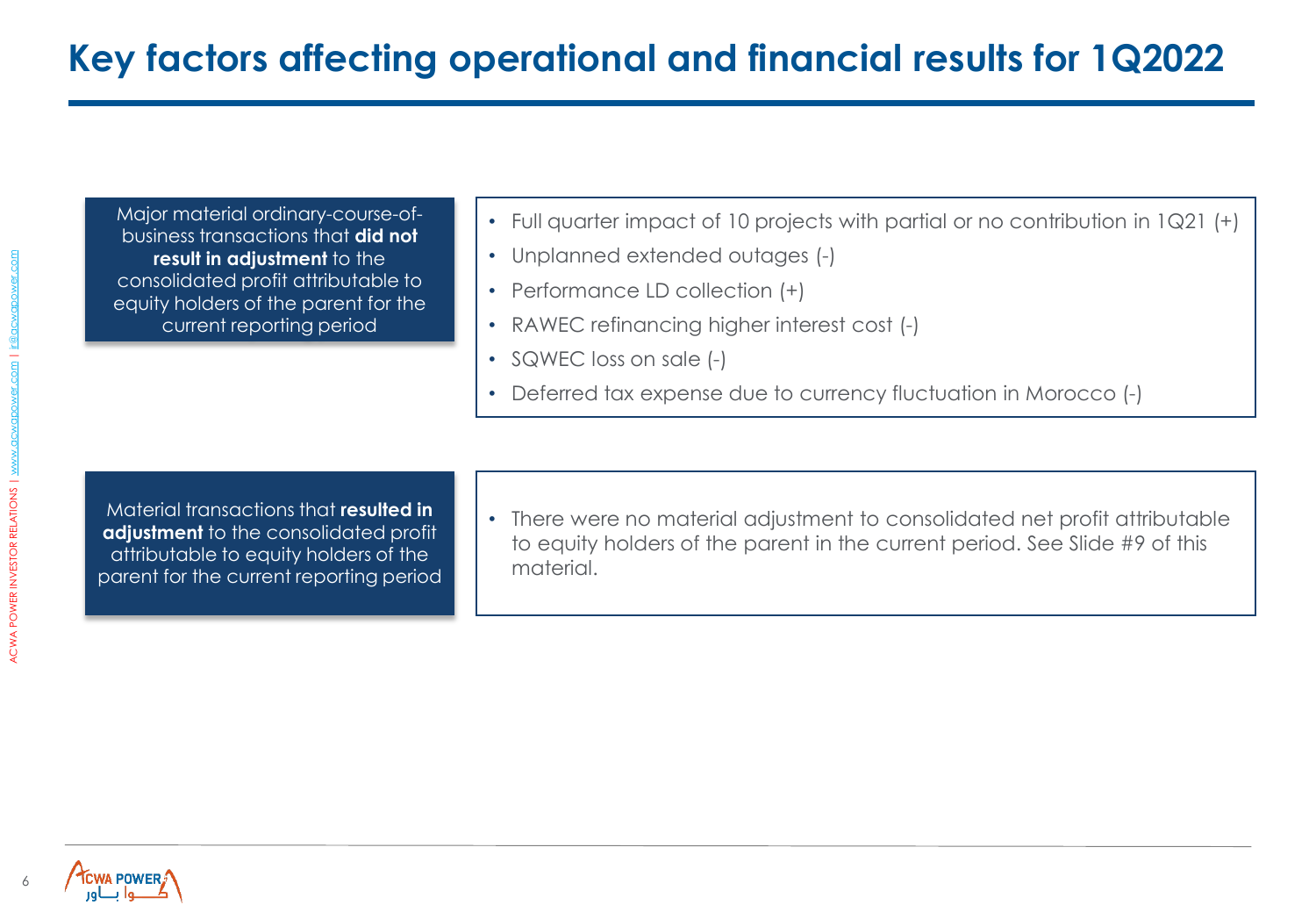# Key factors affecting operational and financial results for 1Q2022

Major material ordinary-course-of-business transactions that **did not result in adjustment** to the consolidated profit attributable to equity holders of the parent for the current reporting period

- Full quarter impact of 10 projects with partial or no contribution in 1Q21 (+)
- Unplanned extended outages (-)
- Performance LD collection (+)
- RAWEC refinancing higher interest cost (-)
- SQWEC loss on sale (-)
- Deferred tax expense due to currency fluctuation in Morocco (-)

Material transactions that **resulted in adjustment** to the consolidated profit attributable to equity holders of the parent for the current reporting period

- There were no material adjustment to consolidated net profit attributable to equity holders of the parent in the current period. See Slide #9 of this material.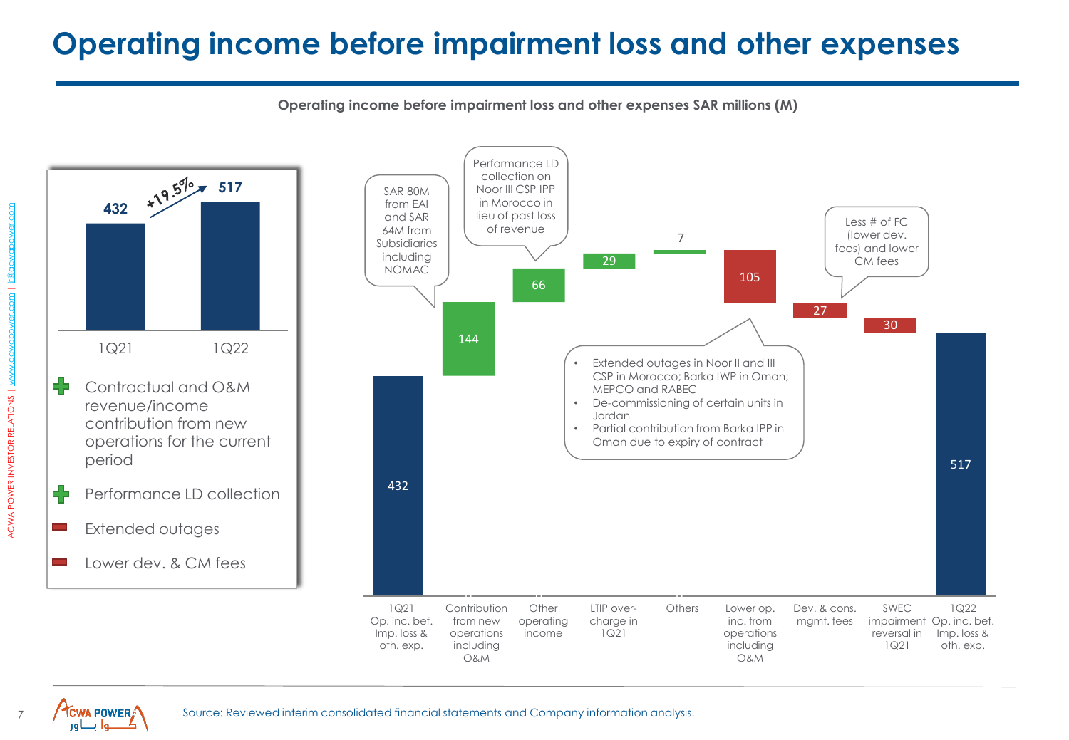# Operating income before impairment loss and other expenses

**Operating income before impairment loss and other expenses SAR millions (M)**

| | 1Q21 | 1Q22 |
|---|---|---|
| Operating income | 432 | 517 |

+19.5%

- ➕ Contractual and O&M revenue/income contribution from new operations for the current period
- ➕ Performance LD collection
- ➖ Extended outages
- ➖ Lower dev. & CM fees

| Item | SAR M |
|---|---|
| 1Q21 Op. inc. bef. Imp. loss & oth. exp. | 432 |
| Contribution from new operations including O&M | 144 |
| Other operating income | 66 |
| LTIP over-charge in 1Q21 | 29 |
| Others | 7 |
| Lower op. inc. from operations including O&M | 105 |
| Dev. & cons. mgmt. fees | 27 |
| SWEC impairment reversal in 1Q21 | 30 |
| 1Q22 Op. inc. bef. Imp. loss & oth. exp. | 517 |

SAR 80M from EAI and SAR 64M from Subsidiaries including NOMAC

Performance LD collection on Noor III CSP IPP in Morocco in lieu of past loss of revenue

- Extended outages in Noor II and III CSP in Morocco; Barka IWP in Oman; MEPCO and RABEC
- De-commissioning of certain units in Jordan
- Partial contribution from Barka IPP in Oman due to expiry of contract

Less # of FC (lower dev. fees) and lower CM fees

Source: Reviewed interim consolidated financial statements and Company information analysis.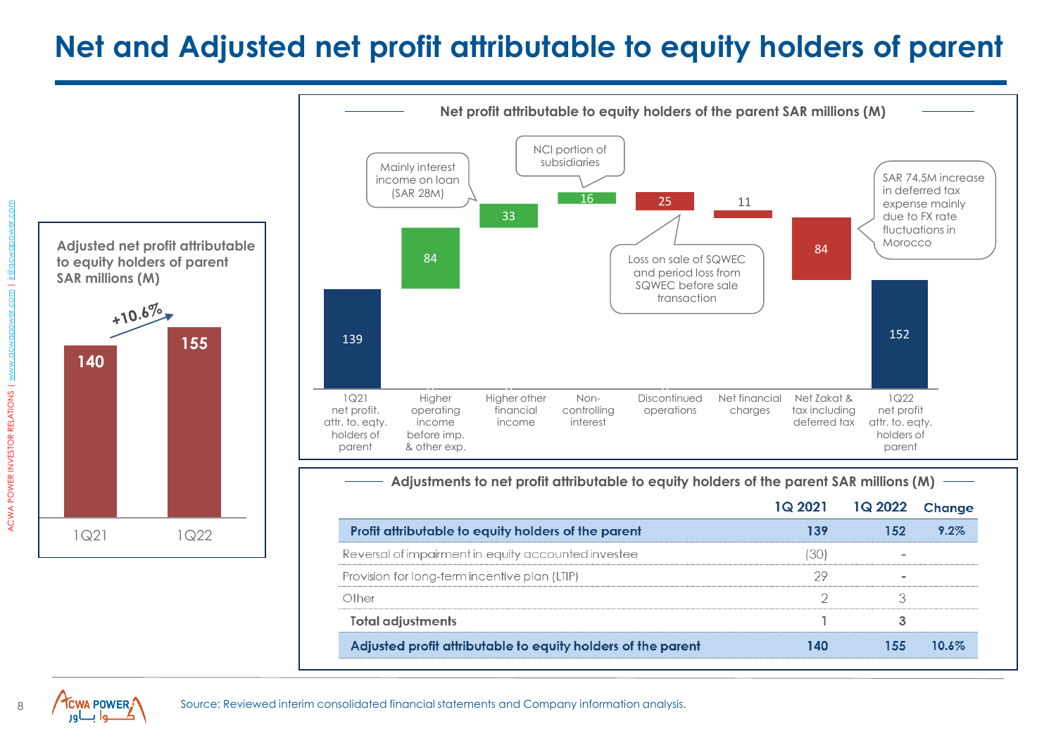# Net and Adjusted net profit attributable to equity holders of parent

**Adjusted net profit attributable to equity holders of parent SAR millions (M)**

| | 1Q21 | 1Q22 |
|---|---|---|
| Adjusted net profit | 140 | 155 |

+10.6%

**Net profit attributable to equity holders of the parent SAR millions (M)**

| Item | SAR M |
|---|---|
| 1Q21 net profit. attr. to. eqty. holders of parent | 139 |
| Higher operating income before imp. & other exp. | 84 |
| Higher other financial income | 33 |
| Non-controlling interest | 16 |
| Discontinued operations | 25 |
| Net financial charges | 11 |
| Net Zakat & tax including deferred tax | 84 |
| 1Q22 net profit attr. to. eqty. holders of parent | 152 |

- Higher other financial income: Mainly interest income on loan (SAR 28M)
- Non-controlling interest: NCI portion of subsidiaries
- Discontinued operations: Loss on sale of SQWEC and period loss from SQWEC before sale transaction
- Net Zakat & tax including deferred tax: SAR 74.5M increase in deferred tax expense mainly due to FX rate fluctuations in Morocco

**Adjustments to net profit attributable to equity holders of the parent SAR millions (M)**

| | 1Q 2021 | 1Q 2022 | Change |
|---|---|---|---|
| **Profit attributable to equity holders of the parent** | **139** | **152** | **9.2%** |
| Reversal of impairment in equity accounted investee | (30) | - | |
| Provision for long-term incentive plan (LTIP) | 29 | - | |
| Other | 2 | 3 | |
| **Total adjustments** | **1** | **3** | |
| **Adjusted profit attributable to equity holders of the parent** | **140** | **155** | **10.6%** |

Source: Reviewed interim consolidated financial statements and Company information analysis.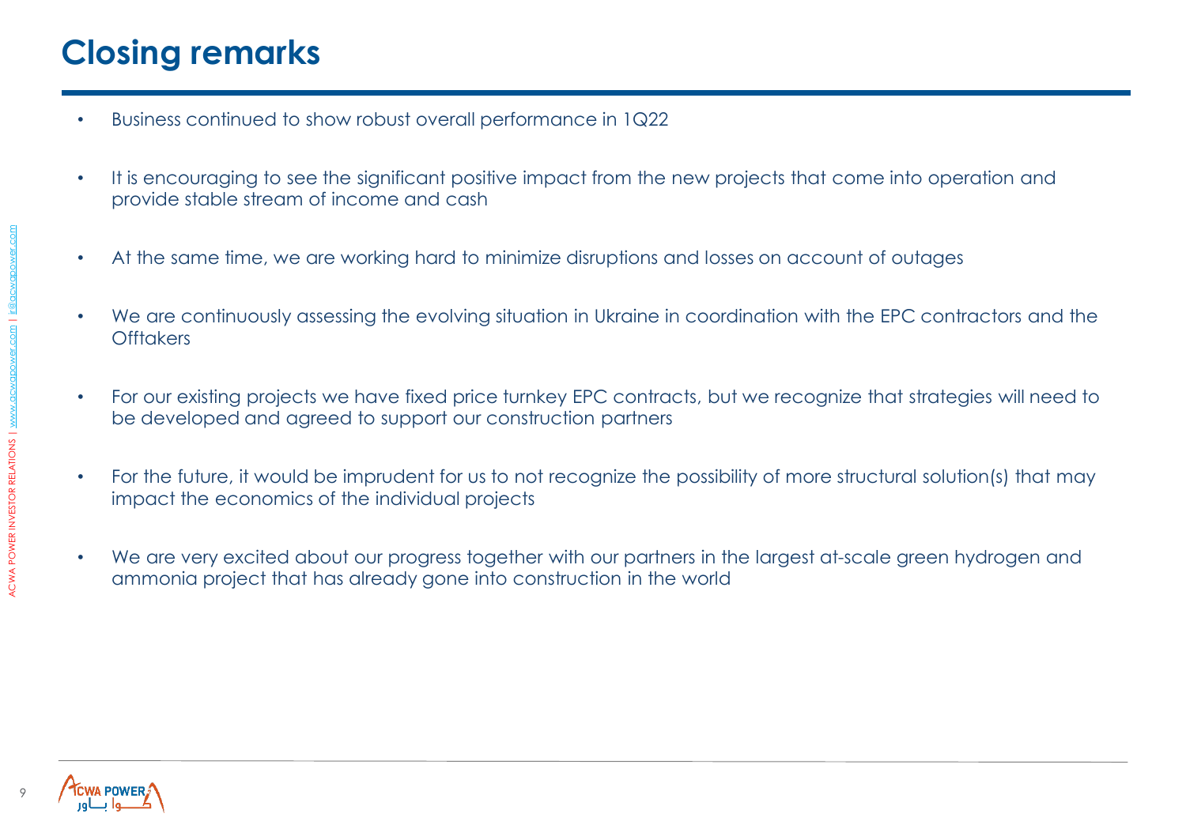# Closing remarks

- Business continued to show robust overall performance in 1Q22
- It is encouraging to see the significant positive impact from the new projects that come into operation and provide stable stream of income and cash
- At the same time, we are working hard to minimize disruptions and losses on account of outages
- We are continuously assessing the evolving situation in Ukraine in coordination with the EPC contractors and the Offtakers
- For our existing projects we have fixed price turnkey EPC contracts, but we recognize that strategies will need to be developed and agreed to support our construction partners
- For the future, it would be imprudent for us to not recognize the possibility of more structural solution(s) that may impact the economics of the individual projects
- We are very excited about our progress together with our partners in the largest at-scale green hydrogen and ammonia project that has already gone into construction in the world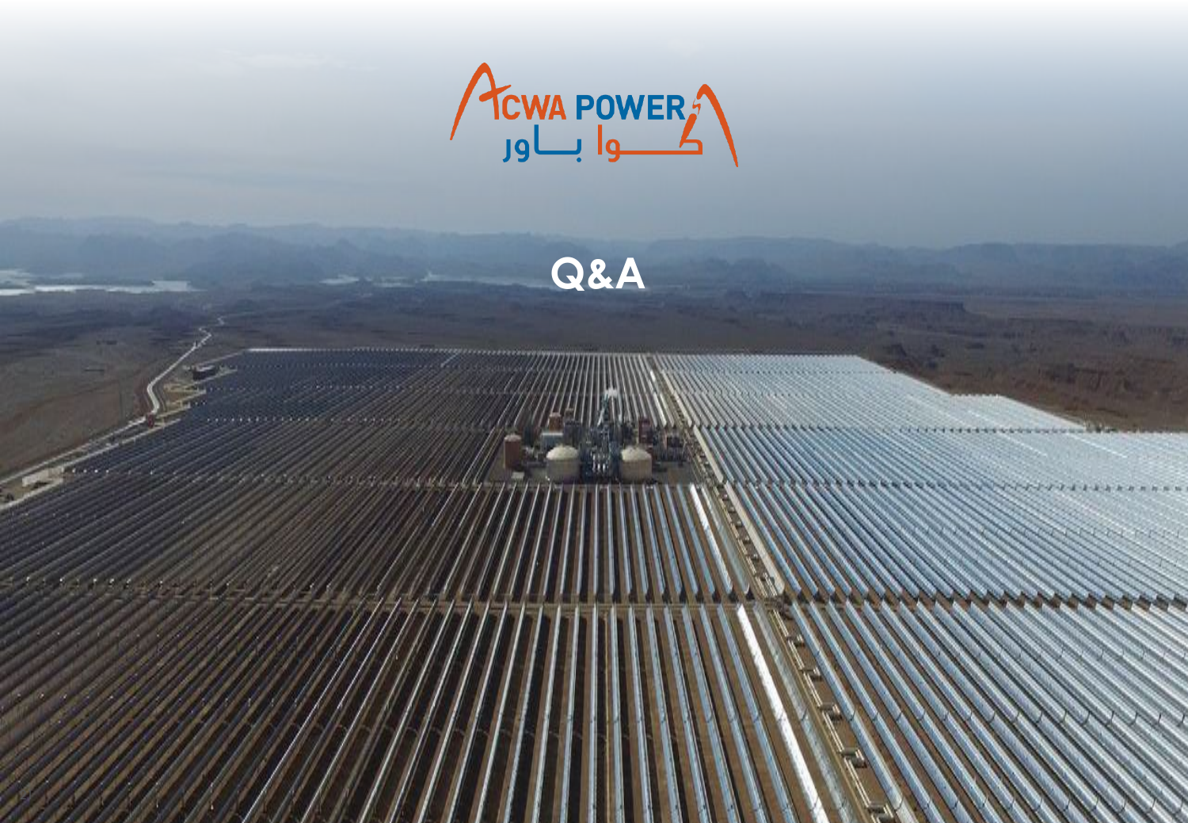ACWA POWER

اكوا باور

# Q&A